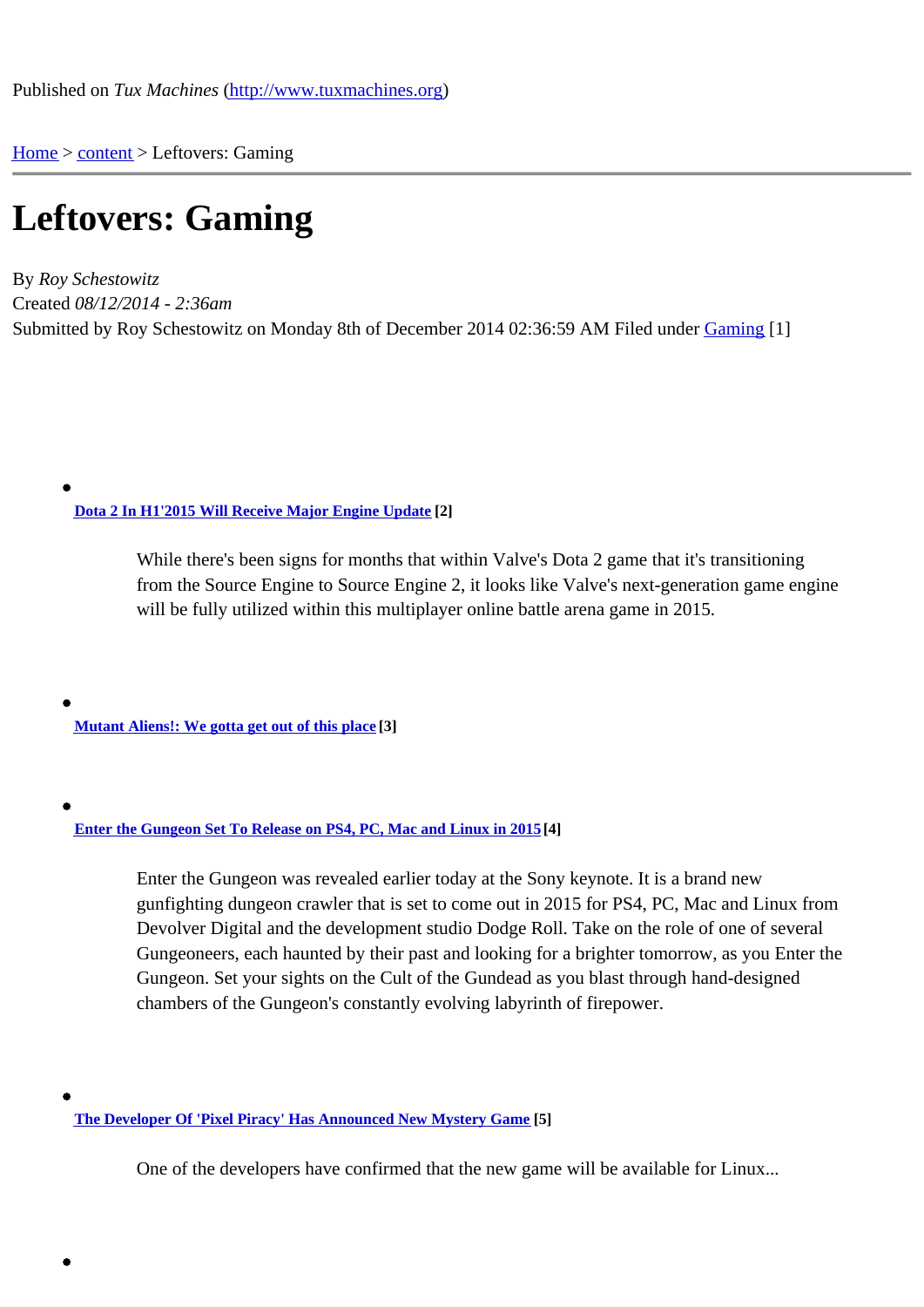Published on *Tux Machines* (http://www.tuxmachines.org)

Home > content > Leftovers: Gaming

# Leftovers: Gaming

By *Roy Schestowitz*
Created *08/12/2014 - 2:36am*
Submitted by Roy Schestowitz on Monday 8th of December 2014 02:36:59 AM Filed under Gaming [1]

- **Dota 2 In H1'2015 Will Receive Major Engine Update** [2]

    While there's been signs for months that within Valve's Dota 2 game that it's transitioning from the Source Engine to Source Engine 2, it looks like Valve's next-generation game engine will be fully utilized within this multiplayer online battle arena game in 2015.

- **Mutant Aliens!: We gotta get out of this place** [3]

- **Enter the Gungeon Set To Release on PS4, PC, Mac and Linux in 2015** [4]

    Enter the Gungeon was revealed earlier today at the Sony keynote. It is a brand new gunfighting dungeon crawler that is set to come out in 2015 for PS4, PC, Mac and Linux from Devolver Digital and the development studio Dodge Roll. Take on the role of one of several Gungeoneers, each haunted by their past and looking for a brighter tomorrow, as you Enter the Gungeon. Set your sights on the Cult of the Gundead as you blast through hand-designed chambers of the Gungeon's constantly evolving labyrinth of firepower.

- **The Developer Of 'Pixel Piracy' Has Announced New Mystery Game** [5]

    One of the developers have confirmed that the new game will be available for Linux...

-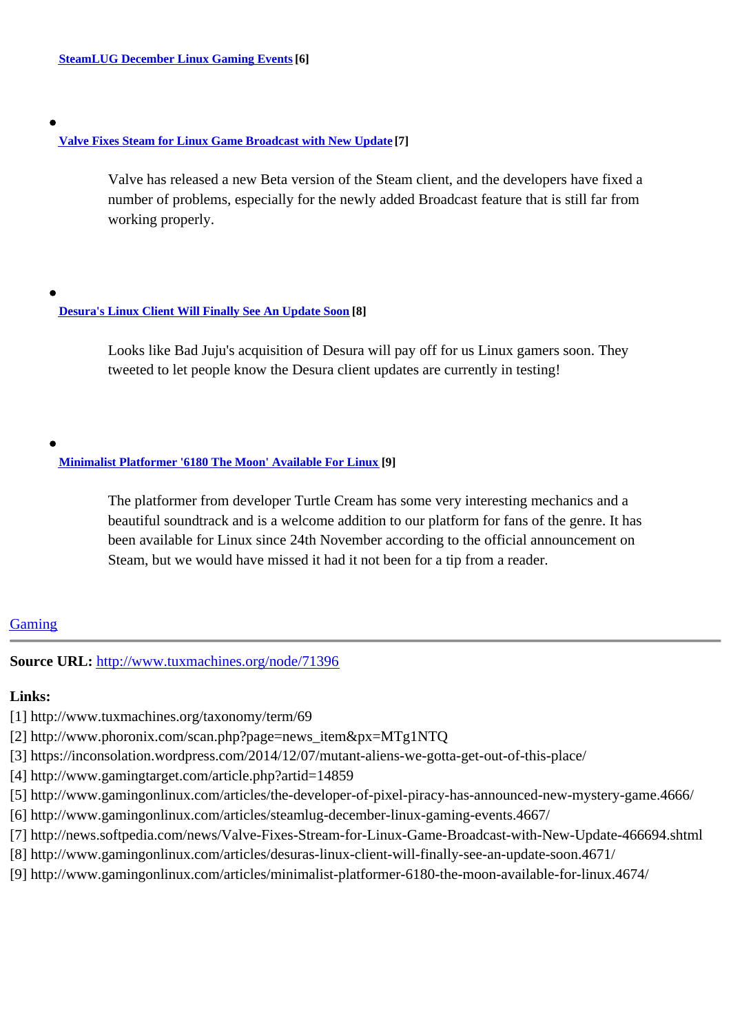- **SteamLUG December Linux Gaming Events** [6]

- **Valve Fixes Steam for Linux Game Broadcast with New Update** [7]

  Valve has released a new Beta version of the Steam client, and the developers have fixed a number of problems, especially for the newly added Broadcast feature that is still far from working properly.

- **Desura's Linux Client Will Finally See An Update Soon** [8]

  Looks like Bad Juju's acquisition of Desura will pay off for us Linux gamers soon. They tweeted to let people know the Desura client updates are currently in testing!

- **Minimalist Platformer '6180 The Moon' Available For Linux** [9]

  The platformer from developer Turtle Cream has some very interesting mechanics and a beautiful soundtrack and is a welcome addition to our platform for fans of the genre. It has been available for Linux since 24th November according to the official announcement on Steam, but we would have missed it had it not been for a tip from a reader.

Gaming

---

**Source URL:** http://www.tuxmachines.org/node/71396

**Links:**
[1] http://www.tuxmachines.org/taxonomy/term/69
[2] http://www.phoronix.com/scan.php?page=news_item&px=MTg1NTQ
[3] https://inconsolation.wordpress.com/2014/12/07/mutant-aliens-we-gotta-get-out-of-this-place/
[4] http://www.gamingtarget.com/article.php?artid=14859
[5] http://www.gamingonlinux.com/articles/the-developer-of-pixel-piracy-has-announced-new-mystery-game.4666/
[6] http://www.gamingonlinux.com/articles/steamlug-december-linux-gaming-events.4667/
[7] http://news.softpedia.com/news/Valve-Fixes-Stream-for-Linux-Game-Broadcast-with-New-Update-466694.shtml
[8] http://www.gamingonlinux.com/articles/desuras-linux-client-will-finally-see-an-update-soon.4671/
[9] http://www.gamingonlinux.com/articles/minimalist-platformer-6180-the-moon-available-for-linux.4674/